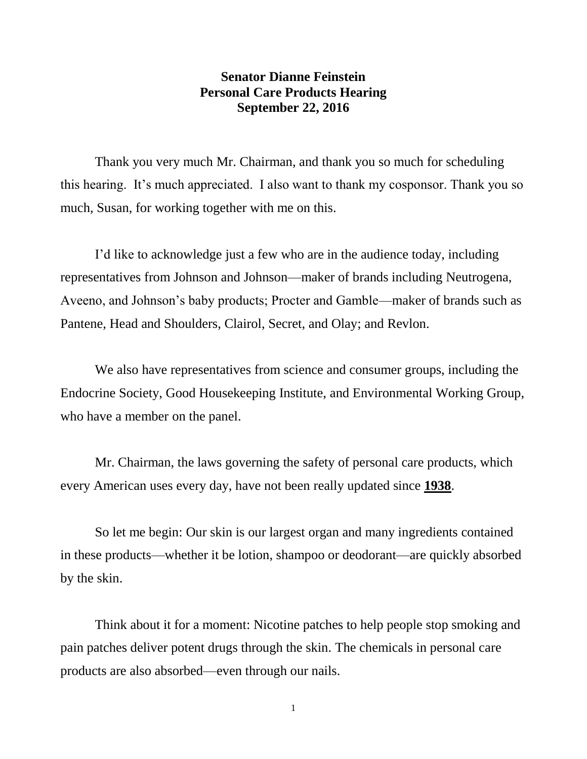**Senator Dianne Feinstein**
**Personal Care Products Hearing**
**September 22, 2016**

Thank you very much Mr. Chairman, and thank you so much for scheduling this hearing. It's much appreciated. I also want to thank my cosponsor. Thank you so much, Susan, for working together with me on this.

I'd like to acknowledge just a few who are in the audience today, including representatives from Johnson and Johnson—maker of brands including Neutrogena, Aveeno, and Johnson's baby products; Procter and Gamble—maker of brands such as Pantene, Head and Shoulders, Clairol, Secret, and Olay; and Revlon.

We also have representatives from science and consumer groups, including the Endocrine Society, Good Housekeeping Institute, and Environmental Working Group, who have a member on the panel.

Mr. Chairman, the laws governing the safety of personal care products, which every American uses every day, have not been really updated since **<u>1938</u>**.

So let me begin: Our skin is our largest organ and many ingredients contained in these products—whether it be lotion, shampoo or deodorant—are quickly absorbed by the skin.

Think about it for a moment: Nicotine patches to help people stop smoking and pain patches deliver potent drugs through the skin. The chemicals in personal care products are also absorbed—even through our nails.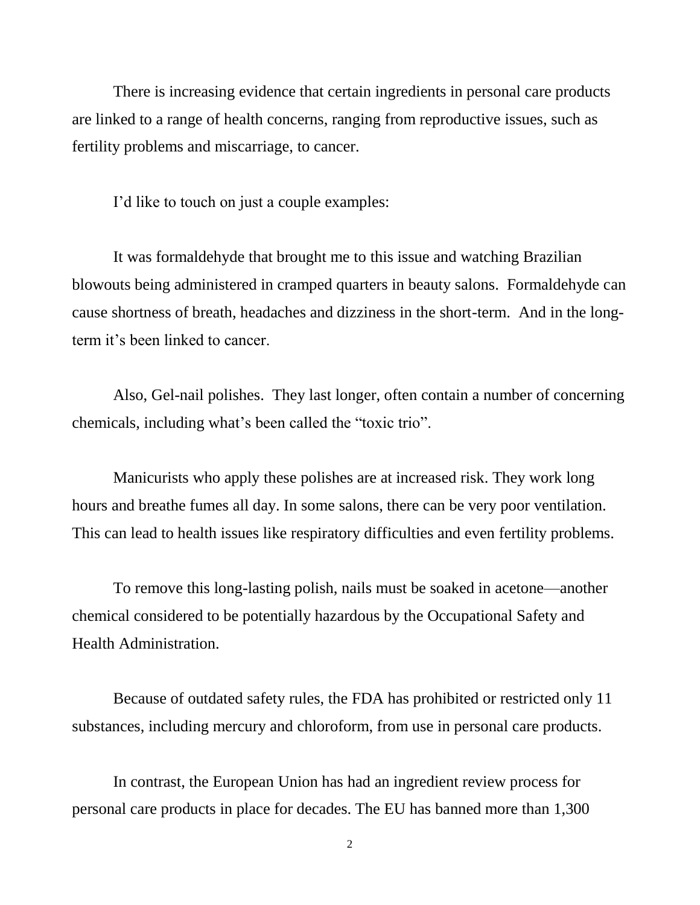There is increasing evidence that certain ingredients in personal care products are linked to a range of health concerns, ranging from reproductive issues, such as fertility problems and miscarriage, to cancer.

I'd like to touch on just a couple examples:

It was formaldehyde that brought me to this issue and watching Brazilian blowouts being administered in cramped quarters in beauty salons. Formaldehyde can cause shortness of breath, headaches and dizziness in the short-term. And in the long-term it's been linked to cancer.

Also, Gel-nail polishes. They last longer, often contain a number of concerning chemicals, including what's been called the "toxic trio".

Manicurists who apply these polishes are at increased risk. They work long hours and breathe fumes all day. In some salons, there can be very poor ventilation. This can lead to health issues like respiratory difficulties and even fertility problems.

To remove this long-lasting polish, nails must be soaked in acetone—another chemical considered to be potentially hazardous by the Occupational Safety and Health Administration.

Because of outdated safety rules, the FDA has prohibited or restricted only 11 substances, including mercury and chloroform, from use in personal care products.

In contrast, the European Union has had an ingredient review process for personal care products in place for decades. The EU has banned more than 1,300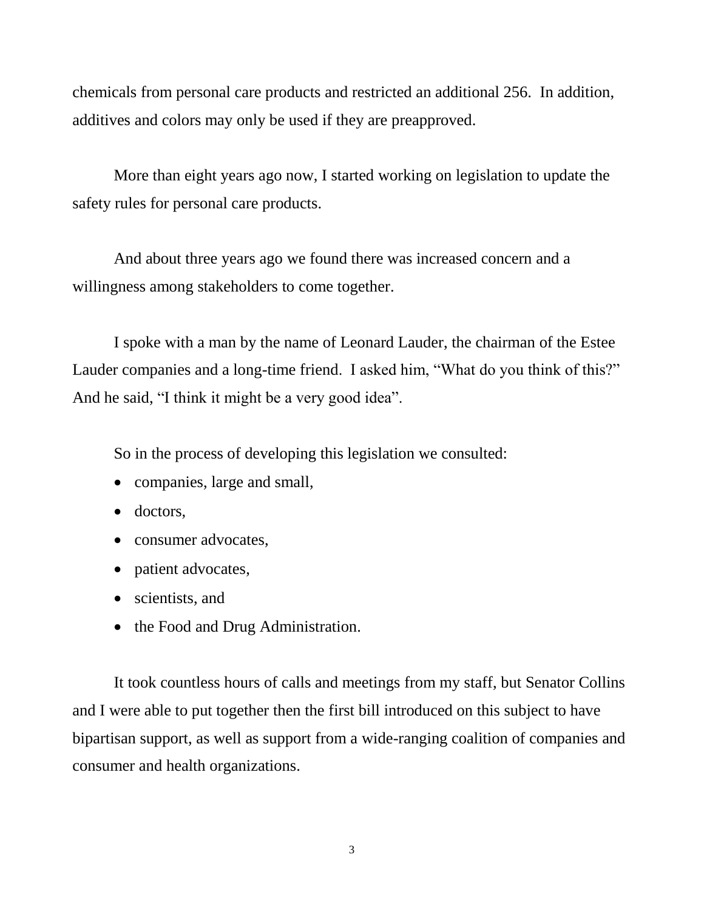chemicals from personal care products and restricted an additional 256. In addition, additives and colors may only be used if they are preapproved.

More than eight years ago now, I started working on legislation to update the safety rules for personal care products.

And about three years ago we found there was increased concern and a willingness among stakeholders to come together.

I spoke with a man by the name of Leonard Lauder, the chairman of the Estee Lauder companies and a long-time friend. I asked him, "What do you think of this?" And he said, "I think it might be a very good idea".

So in the process of developing this legislation we consulted:

- companies, large and small,
- doctors,
- consumer advocates,
- patient advocates,
- scientists, and
- the Food and Drug Administration.

It took countless hours of calls and meetings from my staff, but Senator Collins and I were able to put together then the first bill introduced on this subject to have bipartisan support, as well as support from a wide-ranging coalition of companies and consumer and health organizations.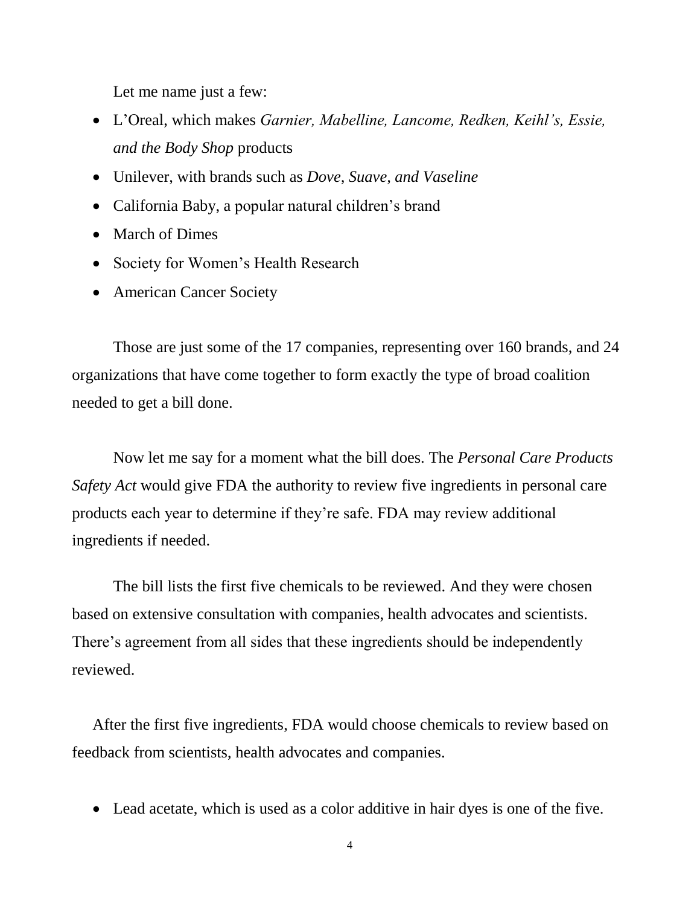Let me name just a few:

- L'Oreal, which makes *Garnier, Mabelline, Lancome, Redken, Keihl's, Essie, and the Body Shop* products
- Unilever, with brands such as *Dove, Suave, and Vaseline*
- California Baby, a popular natural children's brand
- March of Dimes
- Society for Women's Health Research
- American Cancer Society

Those are just some of the 17 companies, representing over 160 brands, and 24 organizations that have come together to form exactly the type of broad coalition needed to get a bill done.

Now let me say for a moment what the bill does. The *Personal Care Products Safety Act* would give FDA the authority to review five ingredients in personal care products each year to determine if they're safe. FDA may review additional ingredients if needed.

The bill lists the first five chemicals to be reviewed. And they were chosen based on extensive consultation with companies, health advocates and scientists. There's agreement from all sides that these ingredients should be independently reviewed.

After the first five ingredients, FDA would choose chemicals to review based on feedback from scientists, health advocates and companies.

- Lead acetate, which is used as a color additive in hair dyes is one of the five.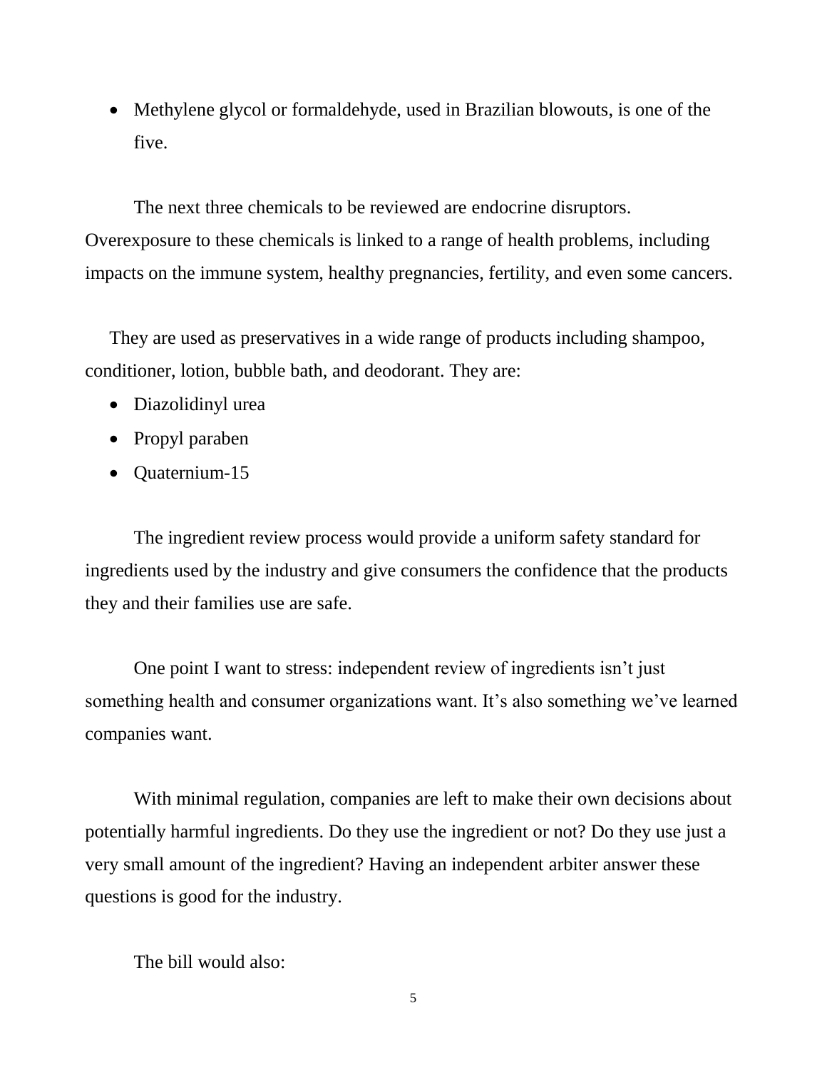- Methylene glycol or formaldehyde, used in Brazilian blowouts, is one of the five.

The next three chemicals to be reviewed are endocrine disruptors. Overexposure to these chemicals is linked to a range of health problems, including impacts on the immune system, healthy pregnancies, fertility, and even some cancers.

They are used as preservatives in a wide range of products including shampoo, conditioner, lotion, bubble bath, and deodorant. They are:

- Diazolidinyl urea
- Propyl paraben
- Quaternium-15

The ingredient review process would provide a uniform safety standard for ingredients used by the industry and give consumers the confidence that the products they and their families use are safe.

One point I want to stress: independent review of ingredients isn't just something health and consumer organizations want. It's also something we've learned companies want.

With minimal regulation, companies are left to make their own decisions about potentially harmful ingredients. Do they use the ingredient or not? Do they use just a very small amount of the ingredient? Having an independent arbiter answer these questions is good for the industry.

The bill would also: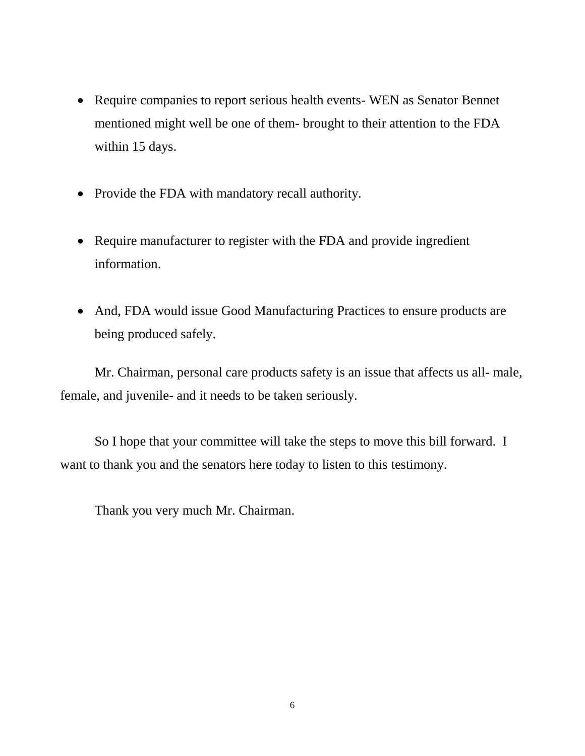- Require companies to report serious health events- WEN as Senator Bennet mentioned might well be one of them- brought to their attention to the FDA within 15 days.

- Provide the FDA with mandatory recall authority.

- Require manufacturer to register with the FDA and provide ingredient information.

- And, FDA would issue Good Manufacturing Practices to ensure products are being produced safely.

Mr. Chairman, personal care products safety is an issue that affects us all- male, female, and juvenile- and it needs to be taken seriously.

So I hope that your committee will take the steps to move this bill forward. I want to thank you and the senators here today to listen to this testimony.

Thank you very much Mr. Chairman.